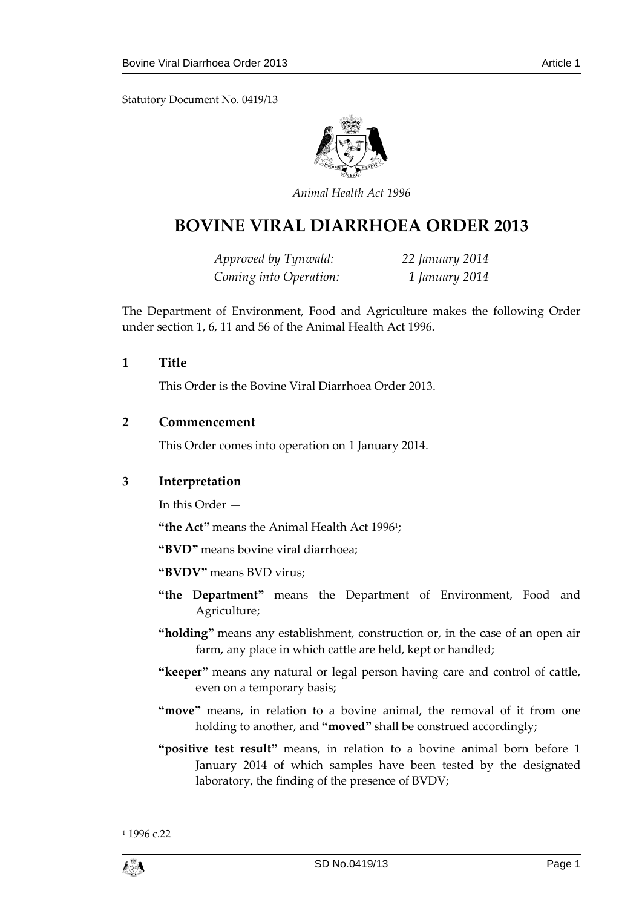Statutory Document No. 0419/13

*Animal Health Act 1996*

# BOVINE VIRAL DIARRHOEA ORDER 2013

| | |
|---|---|
| *Approved by Tynwald:* | *22 January 2014* |
| *Coming into Operation:* | *1 January 2014* |

The Department of Environment, Food and Agriculture makes the following Order under section 1, 6, 11 and 56 of the Animal Health Act 1996.

## 1 Title

This Order is the Bovine Viral Diarrhoea Order 2013.

## 2 Commencement

This Order comes into operation on 1 January 2014.

## 3 Interpretation

In this Order —

**"the Act"** means the Animal Health Act 1996[1];

**"BVD"** means bovine viral diarrhoea;

**"BVDV"** means BVD virus;

**"the Department"** means the Department of Environment, Food and Agriculture;

**"holding"** means any establishment, construction or, in the case of an open air farm, any place in which cattle are held, kept or handled;

**"keeper"** means any natural or legal person having care and control of cattle, even on a temporary basis;

**"move"** means, in relation to a bovine animal, the removal of it from one holding to another, and **"moved"** shall be construed accordingly;

**"positive test result"** means, in relation to a bovine animal born before 1 January 2014 of which samples have been tested by the designated laboratory, the finding of the presence of BVDV;

[1] 1996 c.22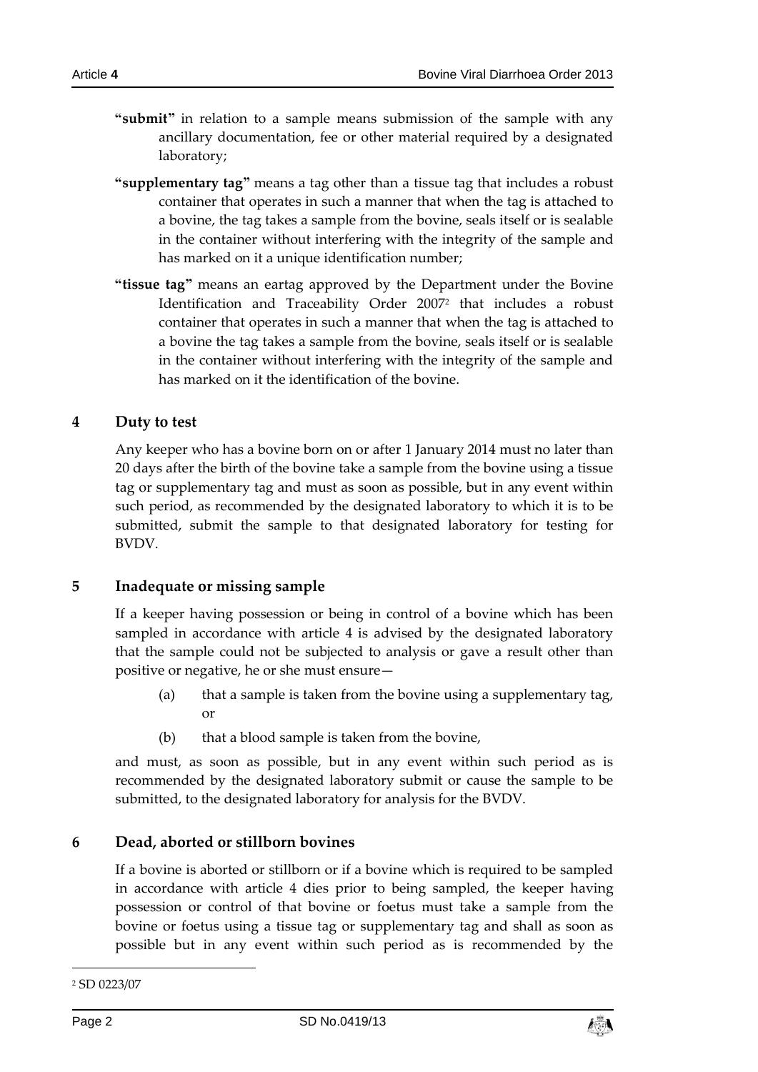**"submit"** in relation to a sample means submission of the sample with any ancillary documentation, fee or other material required by a designated laboratory;

**"supplementary tag"** means a tag other than a tissue tag that includes a robust container that operates in such a manner that when the tag is attached to a bovine, the tag takes a sample from the bovine, seals itself or is sealable in the container without interfering with the integrity of the sample and has marked on it a unique identification number;

**"tissue tag"** means an eartag approved by the Department under the Bovine Identification and Traceability Order 2007[2] that includes a robust container that operates in such a manner that when the tag is attached to a bovine the tag takes a sample from the bovine, seals itself or is sealable in the container without interfering with the integrity of the sample and has marked on it the identification of the bovine.

## 4 Duty to test

Any keeper who has a bovine born on or after 1 January 2014 must no later than 20 days after the birth of the bovine take a sample from the bovine using a tissue tag or supplementary tag and must as soon as possible, but in any event within such period, as recommended by the designated laboratory to which it is to be submitted, submit the sample to that designated laboratory for testing for BVDV.

## 5 Inadequate or missing sample

If a keeper having possession or being in control of a bovine which has been sampled in accordance with article 4 is advised by the designated laboratory that the sample could not be subjected to analysis or gave a result other than positive or negative, he or she must ensure—

(a) that a sample is taken from the bovine using a supplementary tag, or

(b) that a blood sample is taken from the bovine,

and must, as soon as possible, but in any event within such period as is recommended by the designated laboratory submit or cause the sample to be submitted, to the designated laboratory for analysis for the BVDV.

## 6 Dead, aborted or stillborn bovines

If a bovine is aborted or stillborn or if a bovine which is required to be sampled in accordance with article 4 dies prior to being sampled, the keeper having possession or control of that bovine or foetus must take a sample from the bovine or foetus using a tissue tag or supplementary tag and shall as soon as possible but in any event within such period as is recommended by the

---

[2] SD 0223/07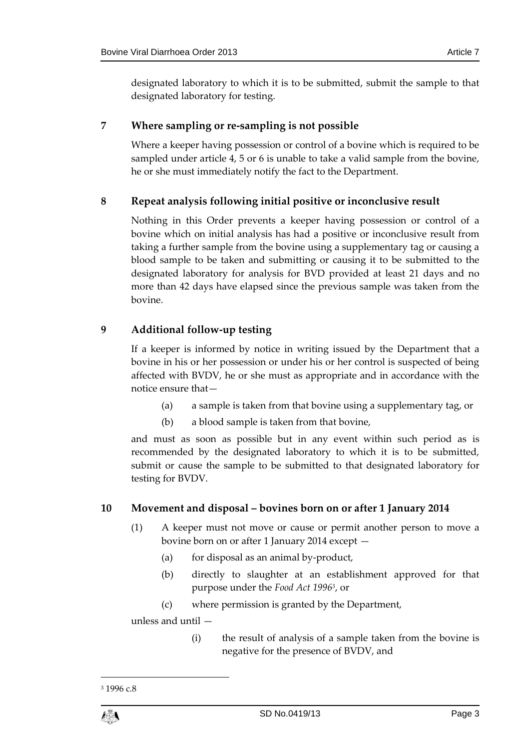designated laboratory to which it is to be submitted, submit the sample to that designated laboratory for testing.

## 7 Where sampling or re-sampling is not possible

Where a keeper having possession or control of a bovine which is required to be sampled under article 4, 5 or 6 is unable to take a valid sample from the bovine, he or she must immediately notify the fact to the Department.

## 8 Repeat analysis following initial positive or inconclusive result

Nothing in this Order prevents a keeper having possession or control of a bovine which on initial analysis has had a positive or inconclusive result from taking a further sample from the bovine using a supplementary tag or causing a blood sample to be taken and submitting or causing it to be submitted to the designated laboratory for analysis for BVD provided at least 21 days and no more than 42 days have elapsed since the previous sample was taken from the bovine.

## 9 Additional follow-up testing

If a keeper is informed by notice in writing issued by the Department that a bovine in his or her possession or under his or her control is suspected of being affected with BVDV, he or she must as appropriate and in accordance with the notice ensure that—

(a) a sample is taken from that bovine using a supplementary tag, or

(b) a blood sample is taken from that bovine,

and must as soon as possible but in any event within such period as is recommended by the designated laboratory to which it is to be submitted, submit or cause the sample to be submitted to that designated laboratory for testing for BVDV.

## 10 Movement and disposal – bovines born on or after 1 January 2014

(1) A keeper must not move or cause or permit another person to move a bovine born on or after 1 January 2014 except —

(a) for disposal as an animal by-product,

(b) directly to slaughter at an establishment approved for that purpose under the *Food Act 1996*[3], or

(c) where permission is granted by the Department,

unless and until —

(i) the result of analysis of a sample taken from the bovine is negative for the presence of BVDV, and

[3] 1996 c.8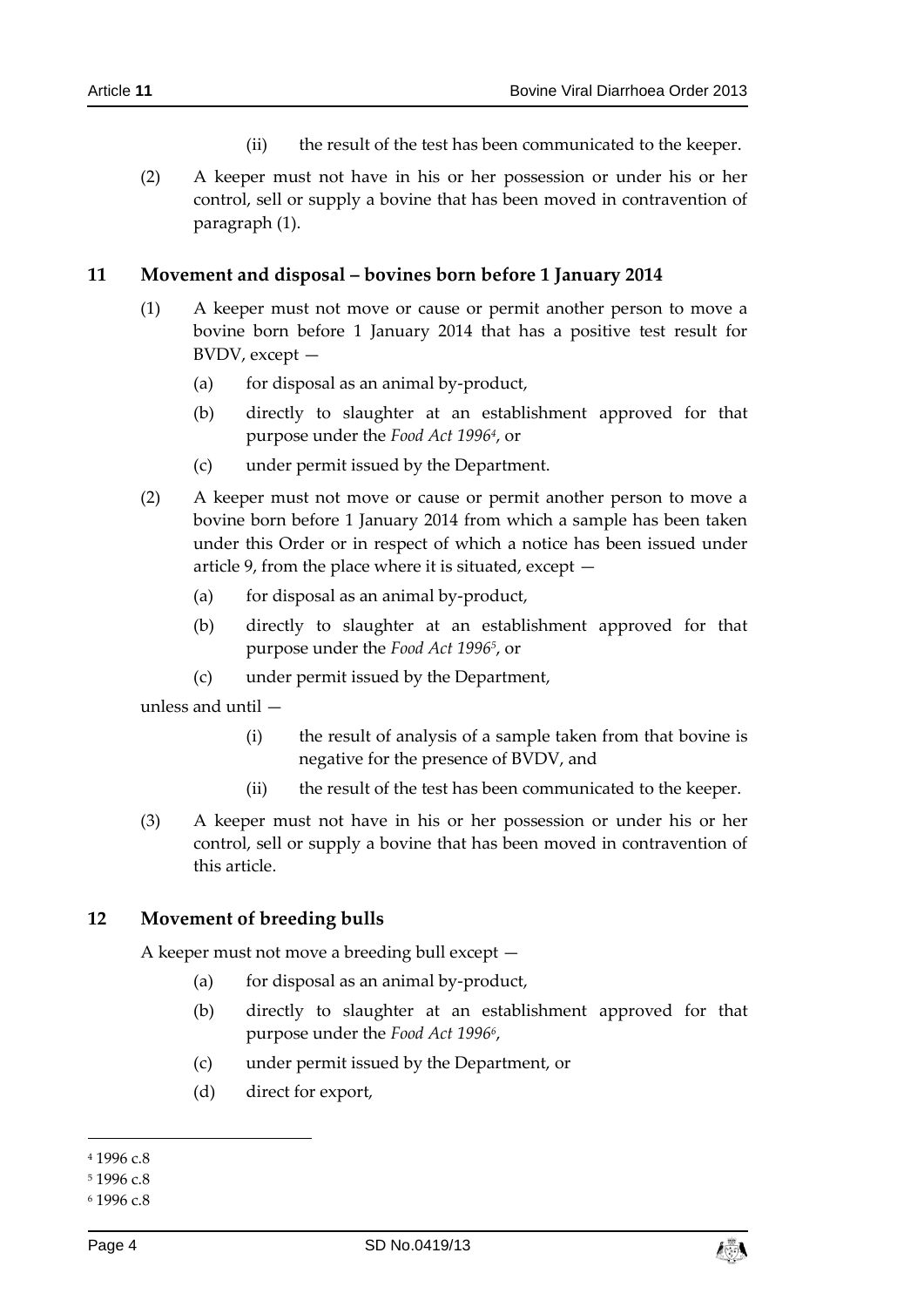(ii) the result of the test has been communicated to the keeper.

(2) A keeper must not have in his or her possession or under his or her control, sell or supply a bovine that has been moved in contravention of paragraph (1).

## 11 Movement and disposal – bovines born before 1 January 2014

(1) A keeper must not move or cause or permit another person to move a bovine born before 1 January 2014 that has a positive test result for BVDV, except —

- (a) for disposal as an animal by-product,
- (b) directly to slaughter at an establishment approved for that purpose under the *Food Act 1996*[4], or
- (c) under permit issued by the Department.

(2) A keeper must not move or cause or permit another person to move a bovine born before 1 January 2014 from which a sample has been taken under this Order or in respect of which a notice has been issued under article 9, from the place where it is situated, except —

- (a) for disposal as an animal by-product,
- (b) directly to slaughter at an establishment approved for that purpose under the *Food Act 1996*[5], or
- (c) under permit issued by the Department,

unless and until —

- (i) the result of analysis of a sample taken from that bovine is negative for the presence of BVDV, and
- (ii) the result of the test has been communicated to the keeper.

(3) A keeper must not have in his or her possession or under his or her control, sell or supply a bovine that has been moved in contravention of this article.

## 12 Movement of breeding bulls

A keeper must not move a breeding bull except —

- (a) for disposal as an animal by-product,
- (b) directly to slaughter at an establishment approved for that purpose under the *Food Act 1996*[6],
- (c) under permit issued by the Department, or
- (d) direct for export,

---

[4] 1996 c.8

[5] 1996 c.8

[6] 1996 c.8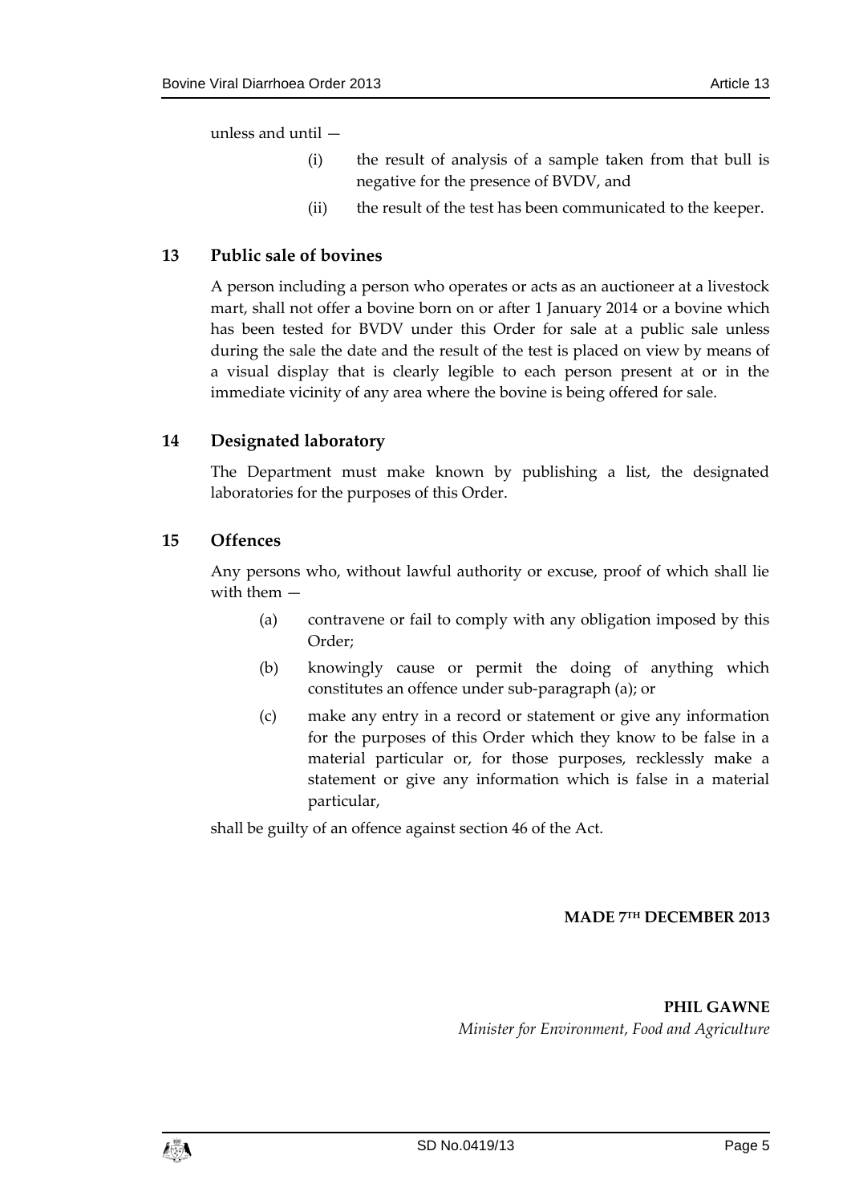unless and until —

(i) the result of analysis of a sample taken from that bull is negative for the presence of BVDV, and

(ii) the result of the test has been communicated to the keeper.

## 13 Public sale of bovines

A person including a person who operates or acts as an auctioneer at a livestock mart, shall not offer a bovine born on or after 1 January 2014 or a bovine which has been tested for BVDV under this Order for sale at a public sale unless during the sale the date and the result of the test is placed on view by means of a visual display that is clearly legible to each person present at or in the immediate vicinity of any area where the bovine is being offered for sale.

## 14 Designated laboratory

The Department must make known by publishing a list, the designated laboratories for the purposes of this Order.

## 15 Offences

Any persons who, without lawful authority or excuse, proof of which shall lie with them —

(a) contravene or fail to comply with any obligation imposed by this Order;

(b) knowingly cause or permit the doing of anything which constitutes an offence under sub-paragraph (a); or

(c) make any entry in a record or statement or give any information for the purposes of this Order which they know to be false in a material particular or, for those purposes, recklessly make a statement or give any information which is false in a material particular,

shall be guilty of an offence against section 46 of the Act.

**MADE 7TH DECEMBER 2013**

**PHIL GAWNE**
*Minister for Environment, Food and Agriculture*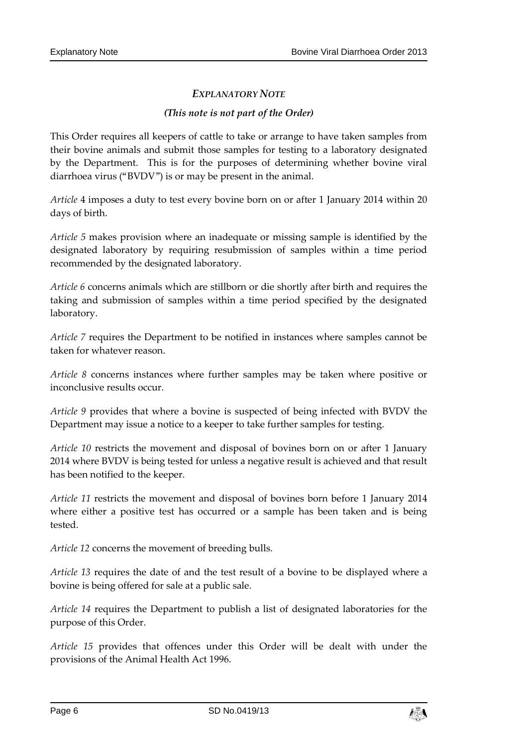## *EXPLANATORY NOTE*

***(This note is not part of the Order)***

This Order requires all keepers of cattle to take or arrange to have taken samples from their bovine animals and submit those samples for testing to a laboratory designated by the Department. This is for the purposes of determining whether bovine viral diarrhoea virus ("BVDV") is or may be present in the animal.

*Article* 4 imposes a duty to test every bovine born on or after 1 January 2014 within 20 days of birth.

*Article 5* makes provision where an inadequate or missing sample is identified by the designated laboratory by requiring resubmission of samples within a time period recommended by the designated laboratory.

*Article 6* concerns animals which are stillborn or die shortly after birth and requires the taking and submission of samples within a time period specified by the designated laboratory.

*Article 7* requires the Department to be notified in instances where samples cannot be taken for whatever reason.

*Article 8* concerns instances where further samples may be taken where positive or inconclusive results occur.

*Article 9* provides that where a bovine is suspected of being infected with BVDV the Department may issue a notice to a keeper to take further samples for testing.

*Article 10* restricts the movement and disposal of bovines born on or after 1 January 2014 where BVDV is being tested for unless a negative result is achieved and that result has been notified to the keeper.

*Article 11* restricts the movement and disposal of bovines born before 1 January 2014 where either a positive test has occurred or a sample has been taken and is being tested.

*Article 12* concerns the movement of breeding bulls.

*Article 13* requires the date of and the test result of a bovine to be displayed where a bovine is being offered for sale at a public sale.

*Article 14* requires the Department to publish a list of designated laboratories for the purpose of this Order.

*Article 15* provides that offences under this Order will be dealt with under the provisions of the Animal Health Act 1996.